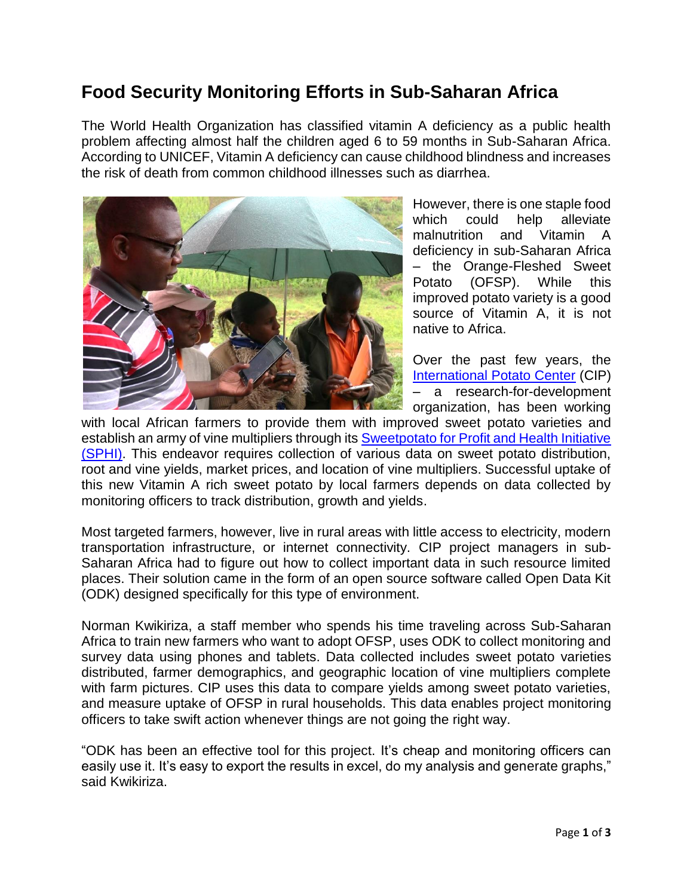# Food Security Monitoring Efforts in Sub-Saharan Africa

The World Health Organization has classified vitamin A deficiency as a public health problem affecting almost half the children aged 6 to 59 months in Sub-Saharan Africa. According to UNICEF, Vitamin A deficiency can cause childhood blindness and increases the risk of death from common childhood illnesses such as diarrhea.

However, there is one staple food which could help alleviate malnutrition and Vitamin A deficiency in sub-Saharan Africa – the Orange-Fleshed Sweet Potato (OFSP). While this improved potato variety is a good source of Vitamin A, it is not native to Africa.

Over the past few years, the International Potato Center (CIP) – a research-for-development organization, has been working with local African farmers to provide them with improved sweet potato varieties and establish an army of vine multipliers through its Sweetpotato for Profit and Health Initiative (SPHI). This endeavor requires collection of various data on sweet potato distribution, root and vine yields, market prices, and location of vine multipliers. Successful uptake of this new Vitamin A rich sweet potato by local farmers depends on data collected by monitoring officers to track distribution, growth and yields.

Most targeted farmers, however, live in rural areas with little access to electricity, modern transportation infrastructure, or internet connectivity. CIP project managers in sub-Saharan Africa had to figure out how to collect important data in such resource limited places. Their solution came in the form of an open source software called Open Data Kit (ODK) designed specifically for this type of environment.

Norman Kwikiriza, a staff member who spends his time traveling across Sub-Saharan Africa to train new farmers who want to adopt OFSP, uses ODK to collect monitoring and survey data using phones and tablets. Data collected includes sweet potato varieties distributed, farmer demographics, and geographic location of vine multipliers complete with farm pictures. CIP uses this data to compare yields among sweet potato varieties, and measure uptake of OFSP in rural households. This data enables project monitoring officers to take swift action whenever things are not going the right way.

"ODK has been an effective tool for this project. It's cheap and monitoring officers can easily use it. It's easy to export the results in excel, do my analysis and generate graphs," said Kwikiriza.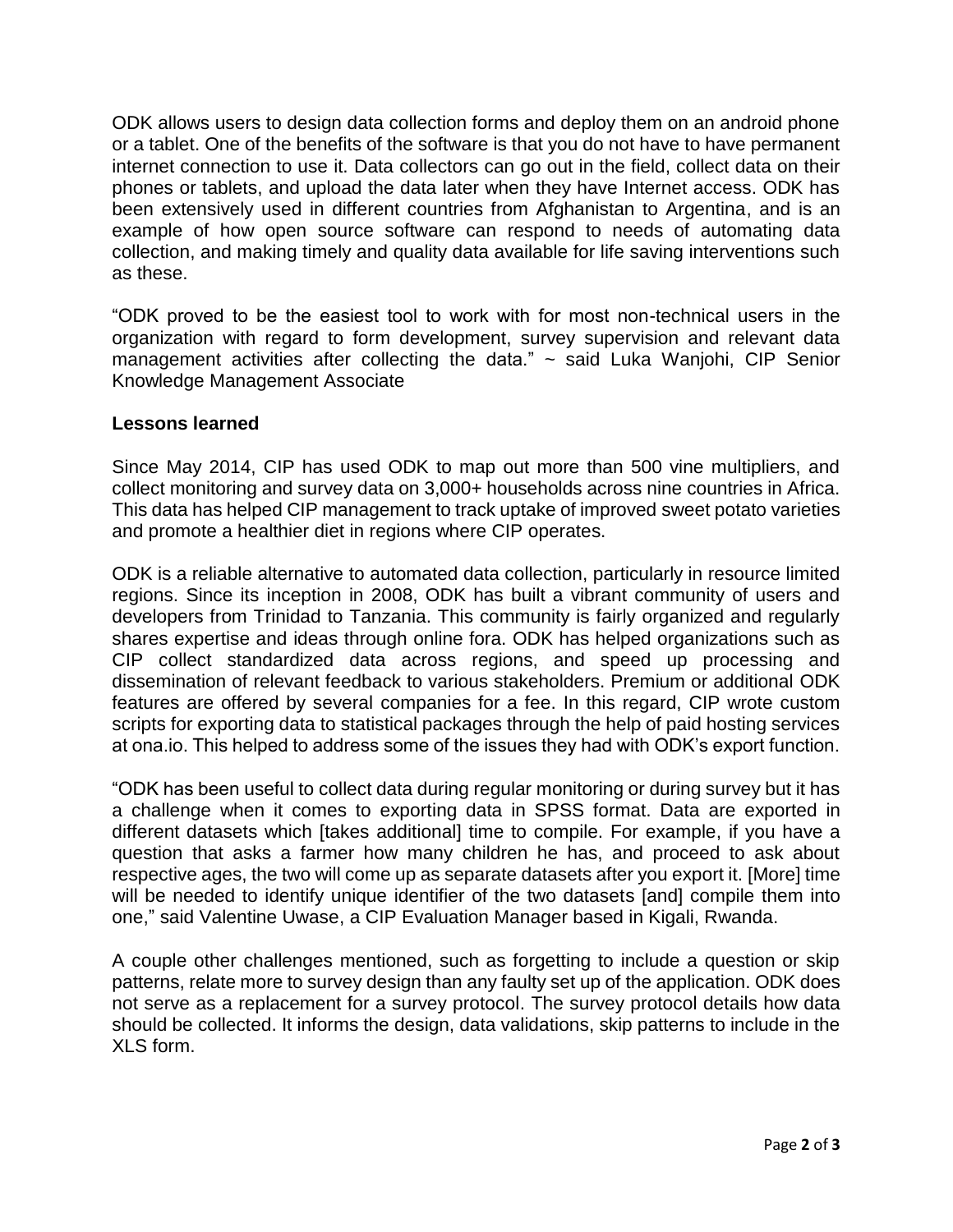ODK allows users to design data collection forms and deploy them on an android phone or a tablet. One of the benefits of the software is that you do not have to have permanent internet connection to use it. Data collectors can go out in the field, collect data on their phones or tablets, and upload the data later when they have Internet access. ODK has been extensively used in different countries from Afghanistan to Argentina, and is an example of how open source software can respond to needs of automating data collection, and making timely and quality data available for life saving interventions such as these.

"ODK proved to be the easiest tool to work with for most non-technical users in the organization with regard to form development, survey supervision and relevant data management activities after collecting the data." ~ said Luka Wanjohi, CIP Senior Knowledge Management Associate

**Lessons learned**

Since May 2014, CIP has used ODK to map out more than 500 vine multipliers, and collect monitoring and survey data on 3,000+ households across nine countries in Africa. This data has helped CIP management to track uptake of improved sweet potato varieties and promote a healthier diet in regions where CIP operates.

ODK is a reliable alternative to automated data collection, particularly in resource limited regions. Since its inception in 2008, ODK has built a vibrant community of users and developers from Trinidad to Tanzania. This community is fairly organized and regularly shares expertise and ideas through online fora. ODK has helped organizations such as CIP collect standardized data across regions, and speed up processing and dissemination of relevant feedback to various stakeholders. Premium or additional ODK features are offered by several companies for a fee. In this regard, CIP wrote custom scripts for exporting data to statistical packages through the help of paid hosting services at ona.io. This helped to address some of the issues they had with ODK's export function.

"ODK has been useful to collect data during regular monitoring or during survey but it has a challenge when it comes to exporting data in SPSS format. Data are exported in different datasets which [takes additional] time to compile. For example, if you have a question that asks a farmer how many children he has, and proceed to ask about respective ages, the two will come up as separate datasets after you export it. [More] time will be needed to identify unique identifier of the two datasets [and] compile them into one," said Valentine Uwase, a CIP Evaluation Manager based in Kigali, Rwanda.

A couple other challenges mentioned, such as forgetting to include a question or skip patterns, relate more to survey design than any faulty set up of the application. ODK does not serve as a replacement for a survey protocol. The survey protocol details how data should be collected. It informs the design, data validations, skip patterns to include in the XLS form.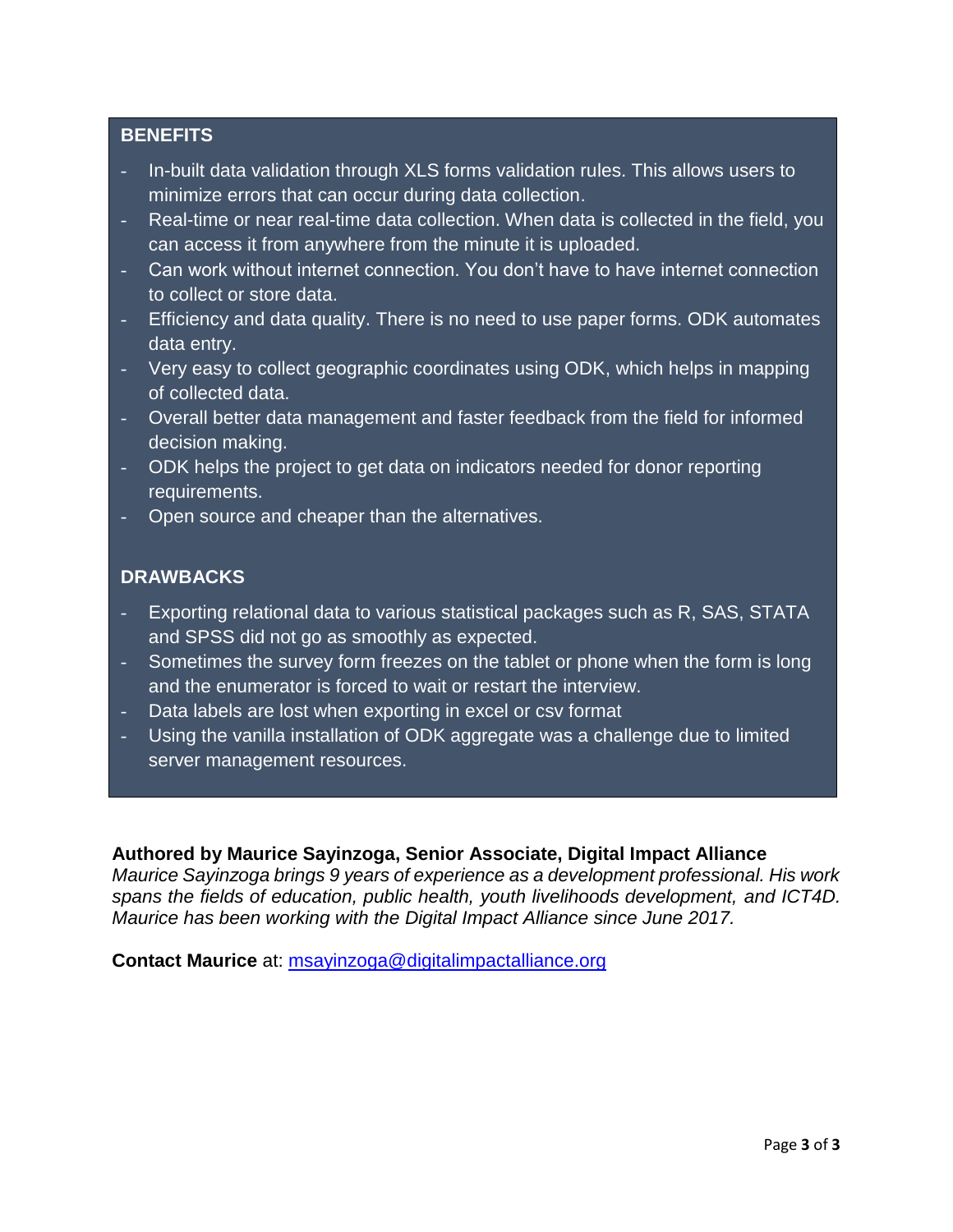## BENEFITS

- In-built data validation through XLS forms validation rules. This allows users to minimize errors that can occur during data collection.
- Real-time or near real-time data collection. When data is collected in the field, you can access it from anywhere from the minute it is uploaded.
- Can work without internet connection. You don't have to have internet connection to collect or store data.
- Efficiency and data quality. There is no need to use paper forms. ODK automates data entry.
- Very easy to collect geographic coordinates using ODK, which helps in mapping of collected data.
- Overall better data management and faster feedback from the field for informed decision making.
- ODK helps the project to get data on indicators needed for donor reporting requirements.
- Open source and cheaper than the alternatives.

## DRAWBACKS

- Exporting relational data to various statistical packages such as R, SAS, STATA and SPSS did not go as smoothly as expected.
- Sometimes the survey form freezes on the tablet or phone when the form is long and the enumerator is forced to wait or restart the interview.
- Data labels are lost when exporting in excel or csv format
- Using the vanilla installation of ODK aggregate was a challenge due to limited server management resources.

**Authored by Maurice Sayinzoga, Senior Associate, Digital Impact Alliance**
*Maurice Sayinzoga brings 9 years of experience as a development professional. His work spans the fields of education, public health, youth livelihoods development, and ICT4D. Maurice has been working with the Digital Impact Alliance since June 2017.*

**Contact Maurice** at: msayinzoga@digitalimpactalliance.org